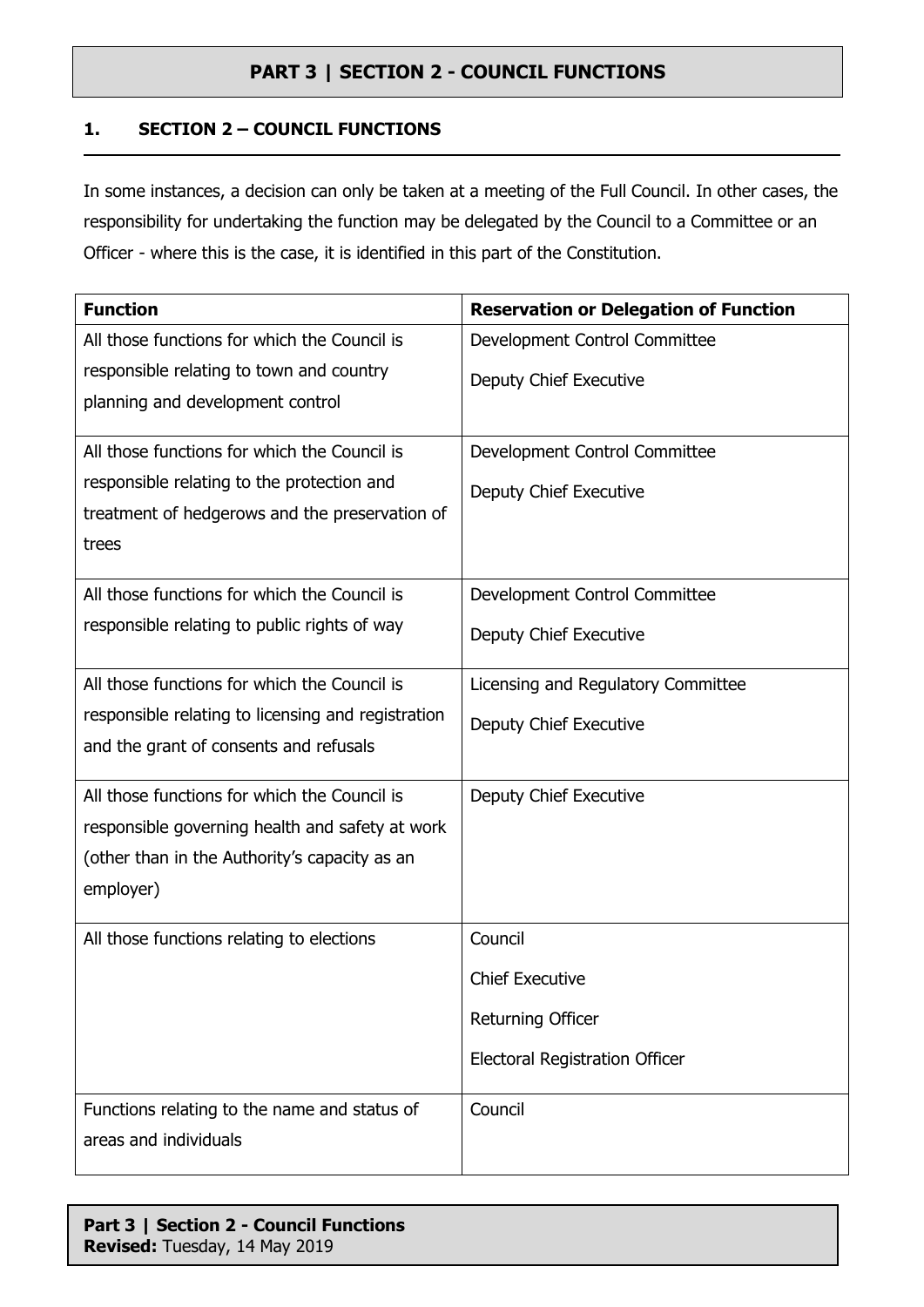# PART 3 | SECTION 2 - COUNCIL FUNCTIONS

## 1. SECTION 2 – COUNCIL FUNCTIONS

In some instances, a decision can only be taken at a meeting of the Full Council. In other cases, the responsibility for undertaking the function may be delegated by the Council to a Committee or an Officer - where this is the case, it is identified in this part of the Constitution.

| Function | Reservation or Delegation of Function |
|---|---|
| All those functions for which the Council is responsible relating to town and country planning and development control | Development Control Committee<br>Deputy Chief Executive |
| All those functions for which the Council is responsible relating to the protection and treatment of hedgerows and the preservation of trees | Development Control Committee<br>Deputy Chief Executive |
| All those functions for which the Council is responsible relating to public rights of way | Development Control Committee<br>Deputy Chief Executive |
| All those functions for which the Council is responsible relating to licensing and registration and the grant of consents and refusals | Licensing and Regulatory Committee<br>Deputy Chief Executive |
| All those functions for which the Council is responsible governing health and safety at work (other than in the Authority's capacity as an employer) | Deputy Chief Executive |
| All those functions relating to elections | Council<br>Chief Executive<br>Returning Officer<br>Electoral Registration Officer |
| Functions relating to the name and status of areas and individuals | Council |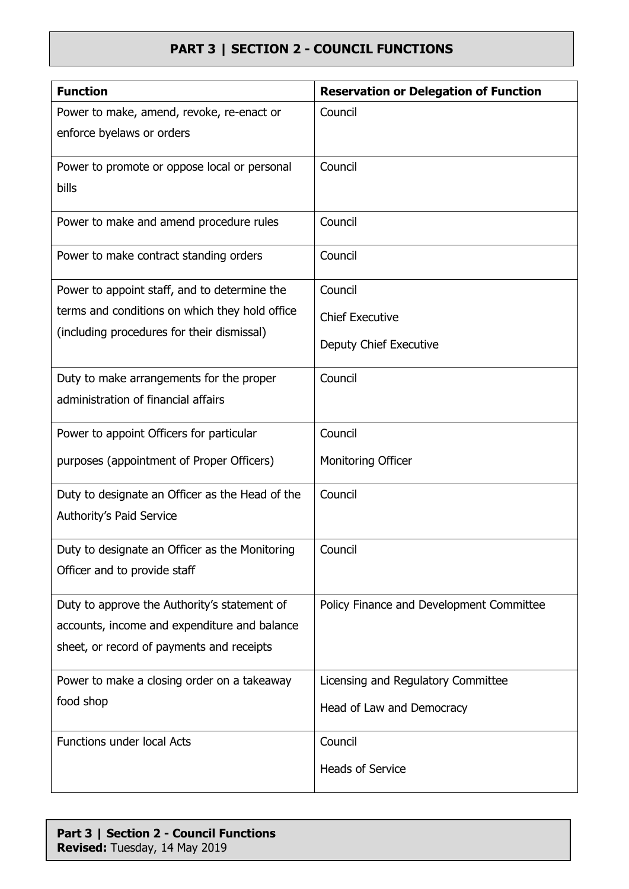# PART 3 | SECTION 2 - COUNCIL FUNCTIONS

| Function | Reservation or Delegation of Function |
|---|---|
| Power to make, amend, revoke, re-enact or enforce byelaws or orders | Council |
| Power to promote or oppose local or personal bills | Council |
| Power to make and amend procedure rules | Council |
| Power to make contract standing orders | Council |
| Power to appoint staff, and to determine the terms and conditions on which they hold office (including procedures for their dismissal) | Council<br>Chief Executive<br>Deputy Chief Executive |
| Duty to make arrangements for the proper administration of financial affairs | Council |
| Power to appoint Officers for particular purposes (appointment of Proper Officers) | Council<br>Monitoring Officer |
| Duty to designate an Officer as the Head of the Authority's Paid Service | Council |
| Duty to designate an Officer as the Monitoring Officer and to provide staff | Council |
| Duty to approve the Authority's statement of accounts, income and expenditure and balance sheet, or record of payments and receipts | Policy Finance and Development Committee |
| Power to make a closing order on a takeaway food shop | Licensing and Regulatory Committee<br>Head of Law and Democracy |
| Functions under local Acts | Council<br>Heads of Service |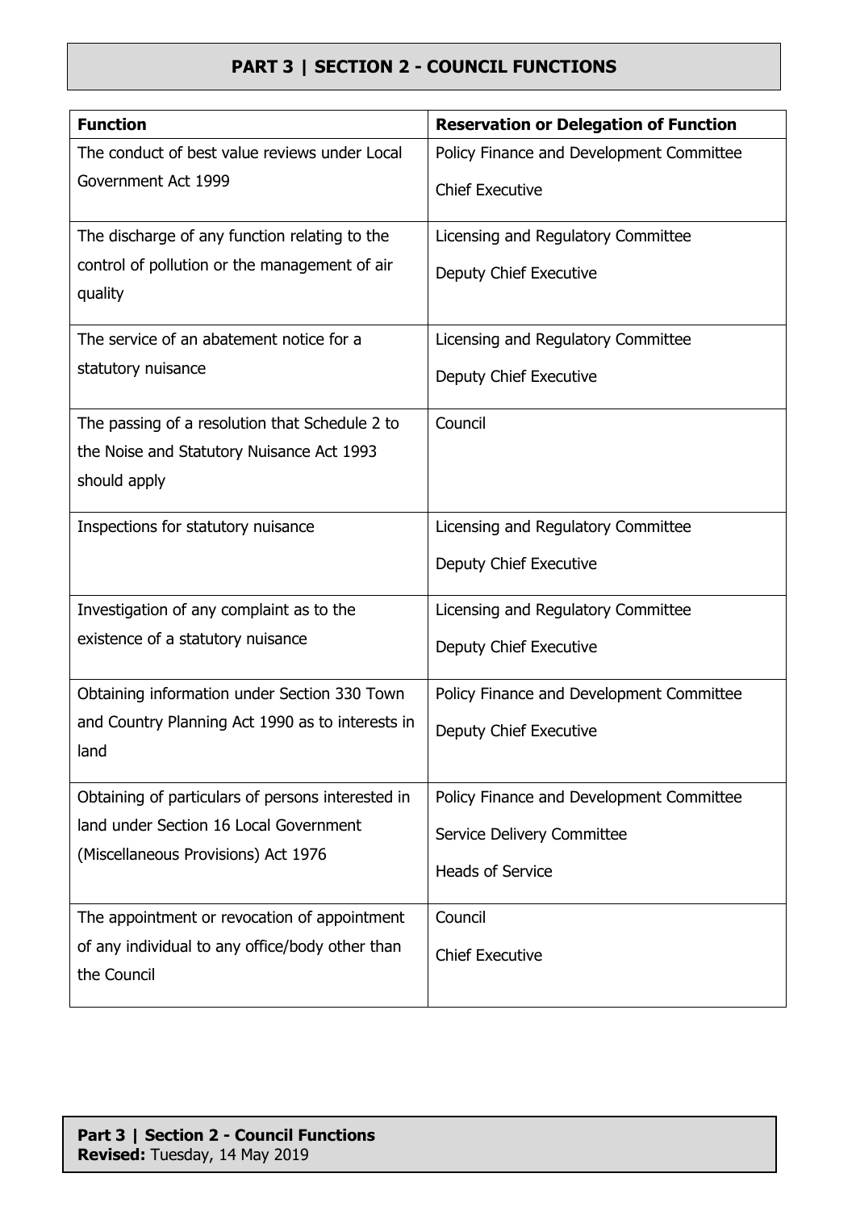## PART 3 | SECTION 2 - COUNCIL FUNCTIONS

| Function | Reservation or Delegation of Function |
|---|---|
| The conduct of best value reviews under Local Government Act 1999 | Policy Finance and Development Committee<br>Chief Executive |
| The discharge of any function relating to the control of pollution or the management of air quality | Licensing and Regulatory Committee<br>Deputy Chief Executive |
| The service of an abatement notice for a statutory nuisance | Licensing and Regulatory Committee<br>Deputy Chief Executive |
| The passing of a resolution that Schedule 2 to the Noise and Statutory Nuisance Act 1993 should apply | Council |
| Inspections for statutory nuisance | Licensing and Regulatory Committee<br>Deputy Chief Executive |
| Investigation of any complaint as to the existence of a statutory nuisance | Licensing and Regulatory Committee<br>Deputy Chief Executive |
| Obtaining information under Section 330 Town and Country Planning Act 1990 as to interests in land | Policy Finance and Development Committee<br>Deputy Chief Executive |
| Obtaining of particulars of persons interested in land under Section 16 Local Government (Miscellaneous Provisions) Act 1976 | Policy Finance and Development Committee<br>Service Delivery Committee<br>Heads of Service |
| The appointment or revocation of appointment of any individual to any office/body other than the Council | Council<br>Chief Executive |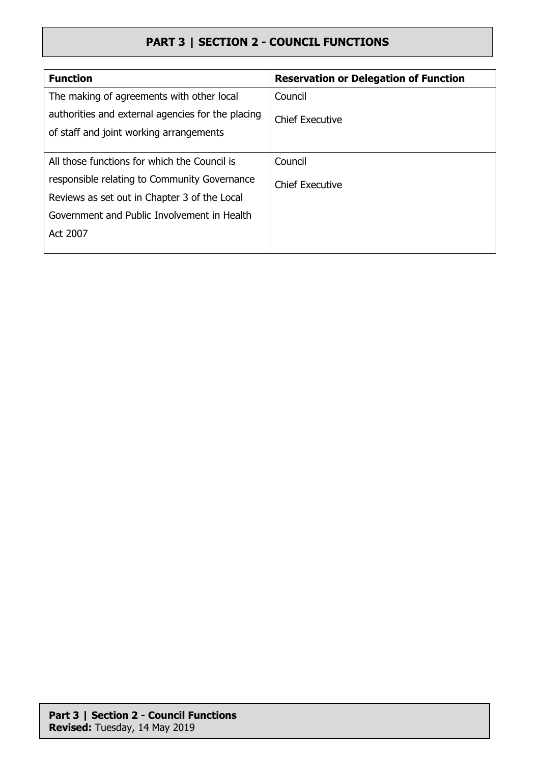## PART 3 | SECTION 2 - COUNCIL FUNCTIONS

| Function | Reservation or Delegation of Function |
|---|---|
| The making of agreements with other local authorities and external agencies for the placing of staff and joint working arrangements | Council<br><br>Chief Executive |
| All those functions for which the Council is responsible relating to Community Governance Reviews as set out in Chapter 3 of the Local Government and Public Involvement in Health Act 2007 | Council<br><br>Chief Executive |